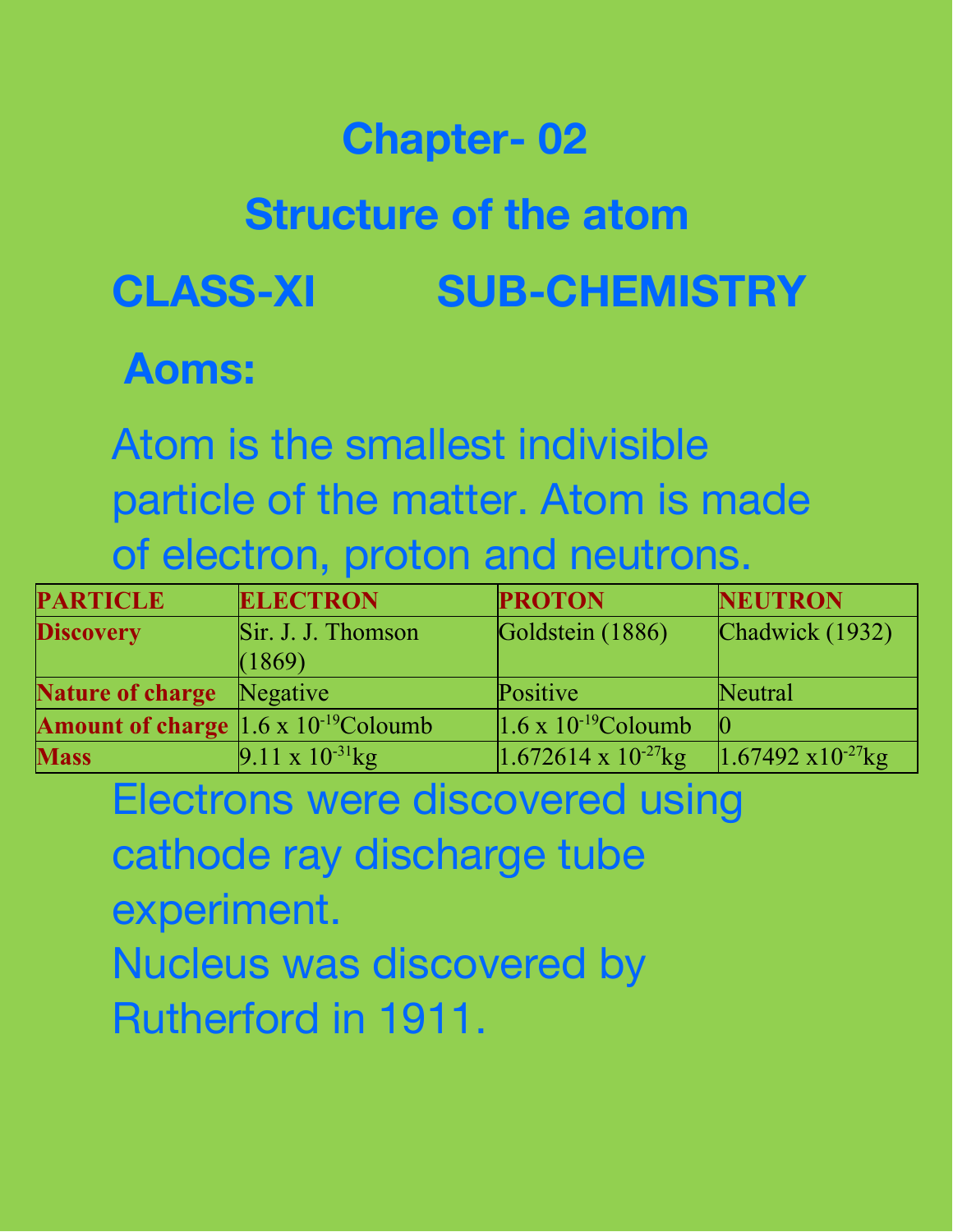# Chapter- 02

# Structure of the atom

## CLASS-XI SUB-CHEMISTRY

## Aoms:

Atom is the smallest indivisible particle of the matter. Atom is made of electron, proton and neutrons.

| PARTICLE | ELECTRON | PROTON | NEUTRON |
|---|---|---|---|
| Discovery | Sir. J. J. Thomson (1869) | Goldstein (1886) | Chadwick (1932) |
| Nature of charge | Negative | Positive | Neutral |
| Amount of charge | $1.6 \times 10^{-19}$ Coloumb | $1.6 \times 10^{-19}$ Coloumb | 0 |
| Mass | $9.11 \times 10^{-31}$ kg | $1.672614 \times 10^{-27}$ kg | $1.67492 \times 10^{-27}$ kg |

Electrons were discovered using cathode ray discharge tube experiment.

Nucleus was discovered by Rutherford in 1911.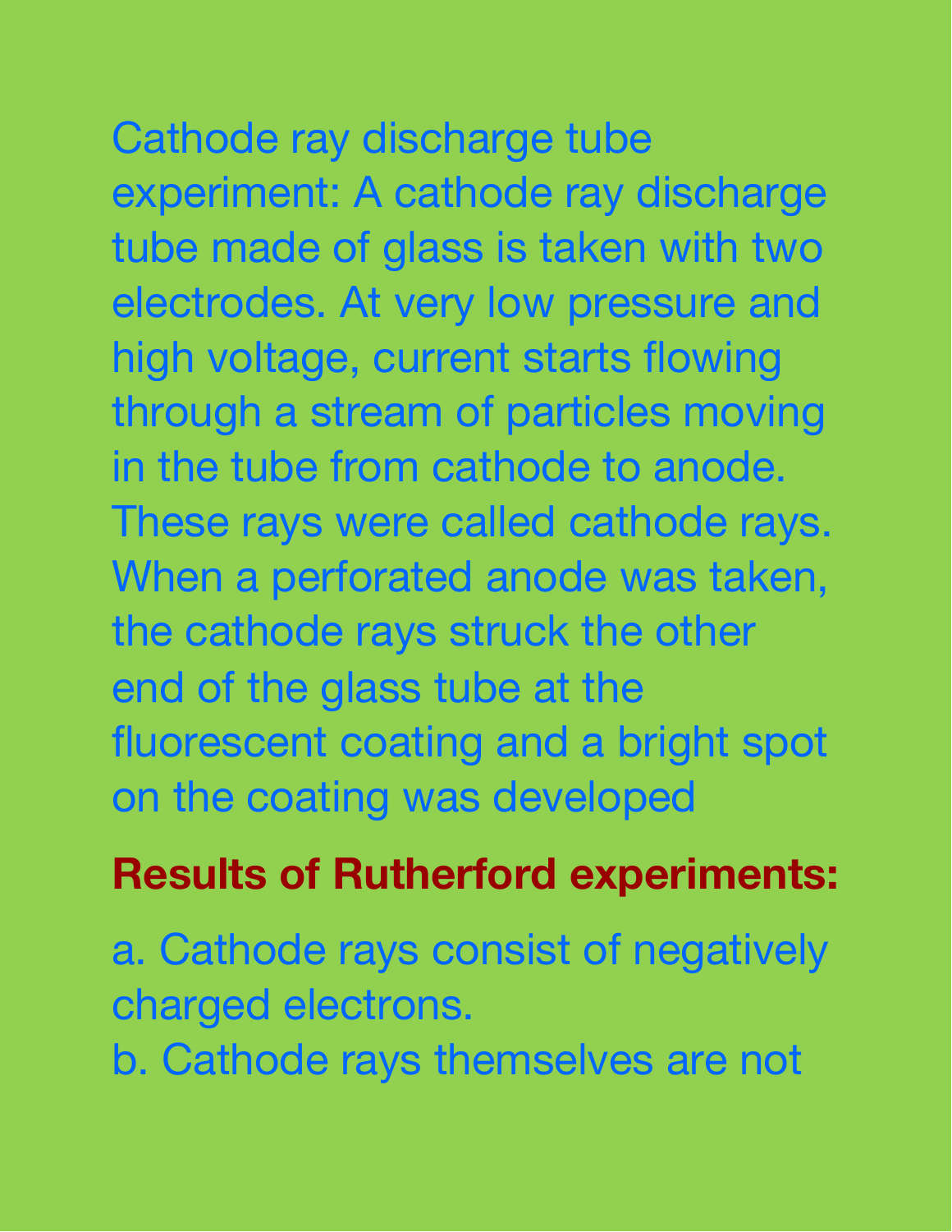Cathode ray discharge tube experiment: A cathode ray discharge tube made of glass is taken with two electrodes. At very low pressure and high voltage, current starts flowing through a stream of particles moving in the tube from cathode to anode. These rays were called cathode rays. When a perforated anode was taken, the cathode rays struck the other end of the glass tube at the fluorescent coating and a bright spot on the coating was developed

**Results of Rutherford experiments:**

a. Cathode rays consist of negatively charged electrons.
b. Cathode rays themselves are not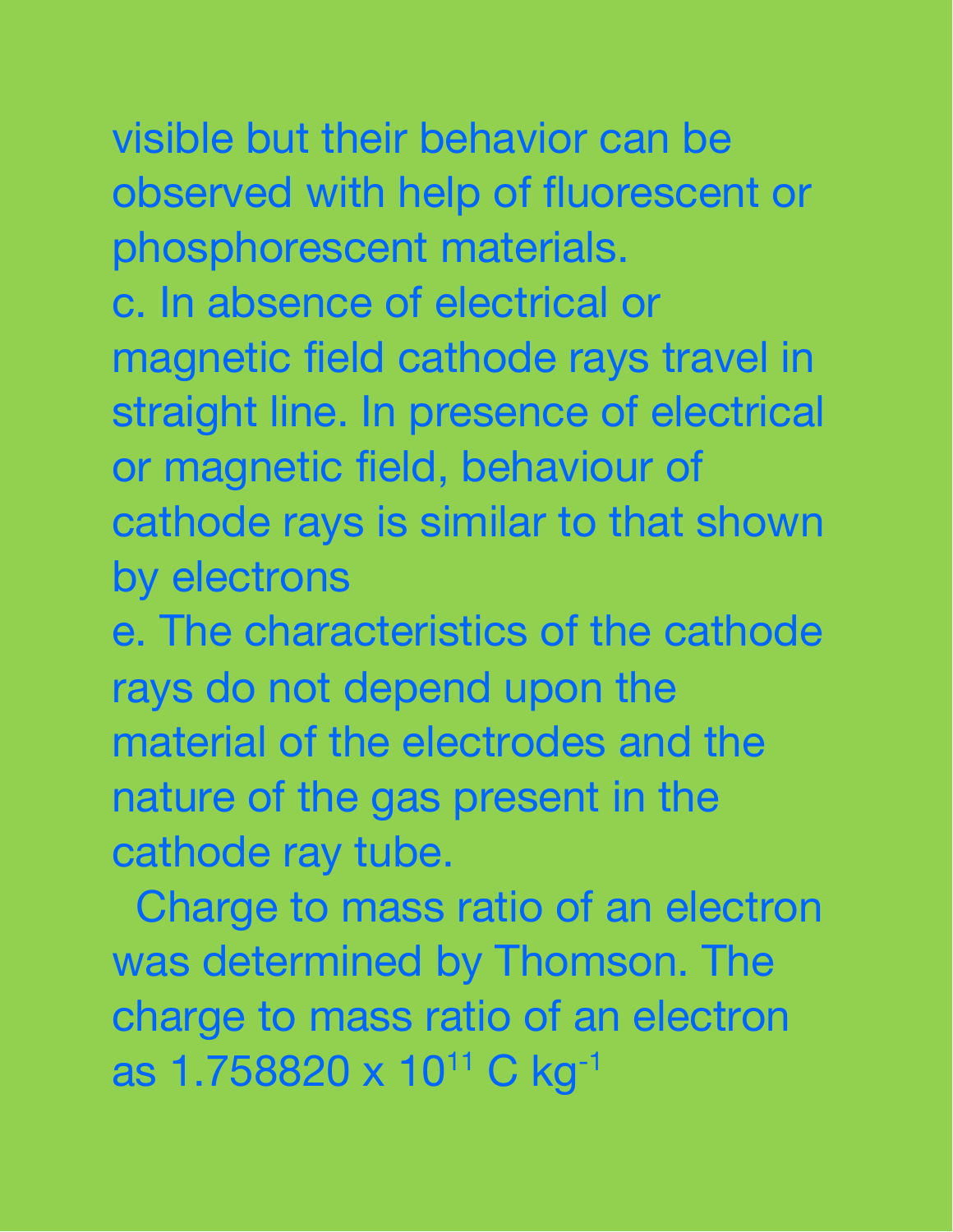visible but their behavior can be observed with help of fluorescent or phosphorescent materials.

c. In absence of electrical or magnetic field cathode rays travel in straight line. In presence of electrical or magnetic field, behaviour of cathode rays is similar to that shown by electrons

e. The characteristics of the cathode rays do not depend upon the material of the electrodes and the nature of the gas present in the cathode ray tube.

Charge to mass ratio of an electron was determined by Thomson. The charge to mass ratio of an electron as $1.758820 \times 10^{11}$ C $kg^{-1}$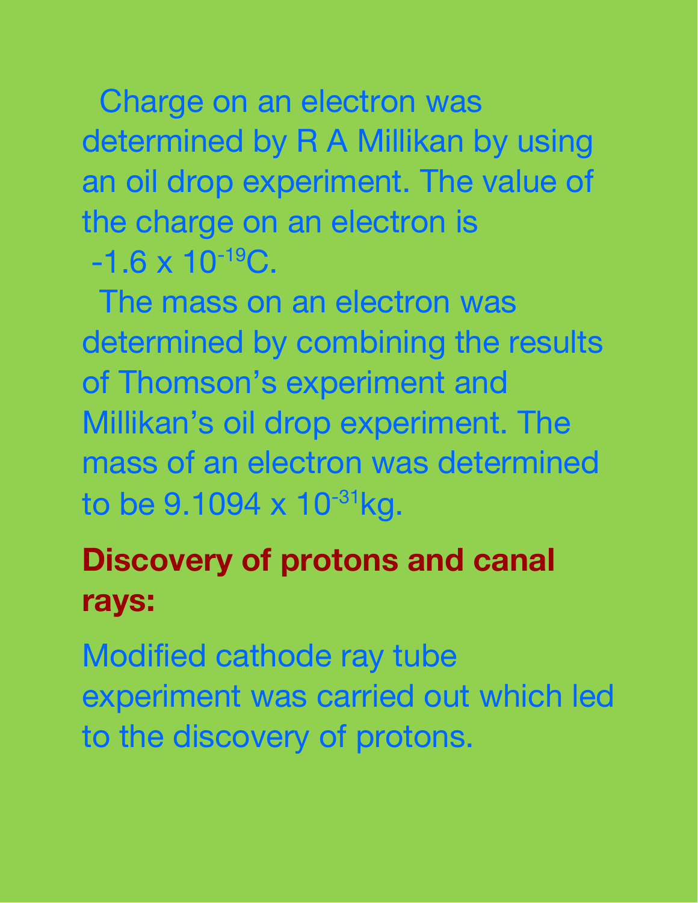Charge on an electron was determined by R A Millikan by using an oil drop experiment. The value of the charge on an electron is $-1.6 \times 10^{-19}$C.

The mass on an electron was determined by combining the results of Thomson's experiment and Millikan's oil drop experiment. The mass of an electron was determined to be $9.1094 \times 10^{-31}$kg.

## Discovery of protons and canal rays:

Modified cathode ray tube experiment was carried out which led to the discovery of protons.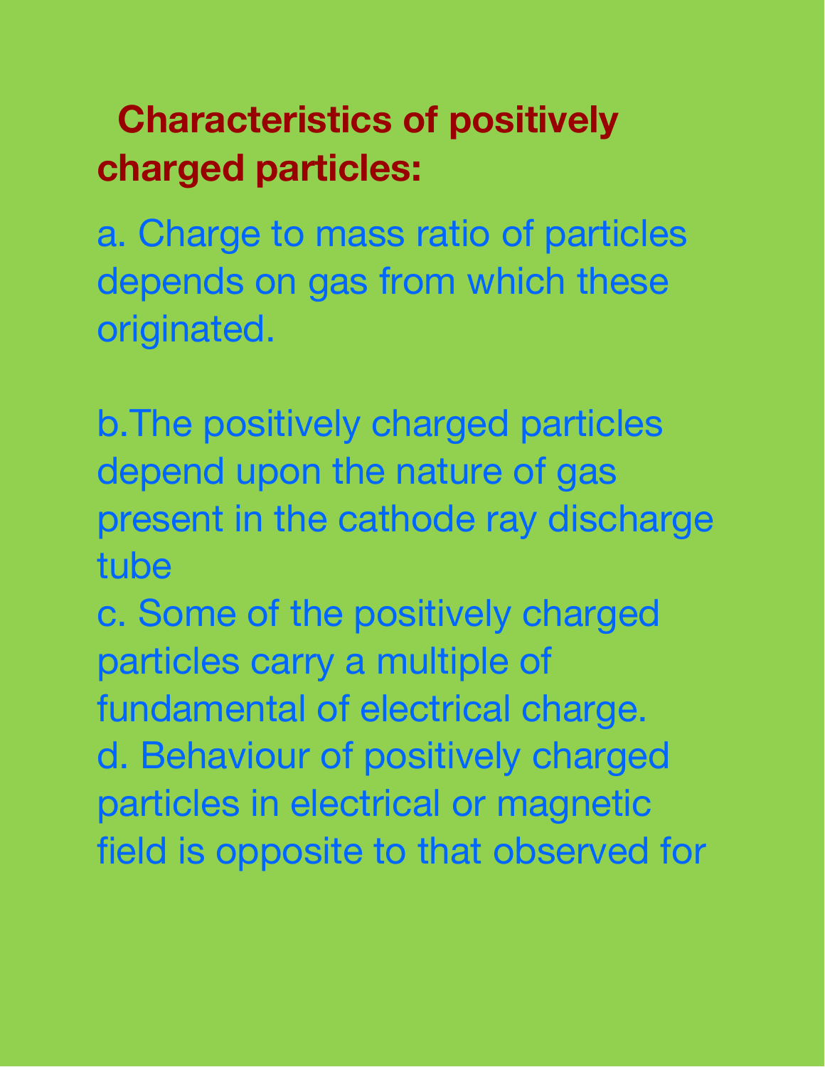## Characteristics of positively charged particles:

a. Charge to mass ratio of particles depends on gas from which these originated.

b.The positively charged particles depend upon the nature of gas present in the cathode ray discharge tube

c. Some of the positively charged particles carry a multiple of fundamental of electrical charge.

d. Behaviour of positively charged particles in electrical or magnetic field is opposite to that observed for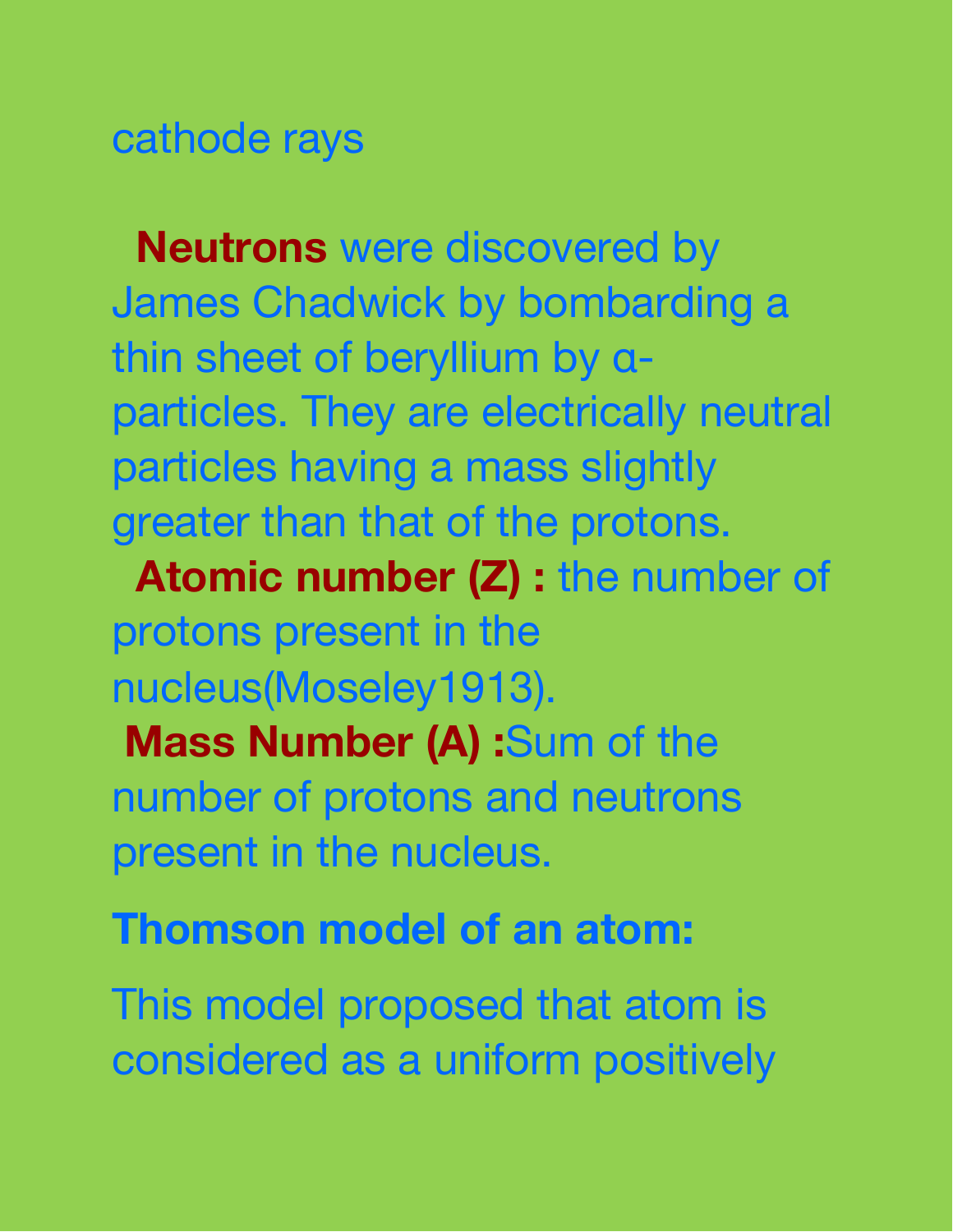cathode rays

**Neutrons** were discovered by James Chadwick by bombarding a thin sheet of beryllium by α-particles. They are electrically neutral particles having a mass slightly greater than that of the protons.

**Atomic number (Z) :** the number of protons present in the nucleus(Moseley1913).

**Mass Number (A) :**Sum of the number of protons and neutrons present in the nucleus.

**Thomson model of an atom:**

This model proposed that atom is considered as a uniform positively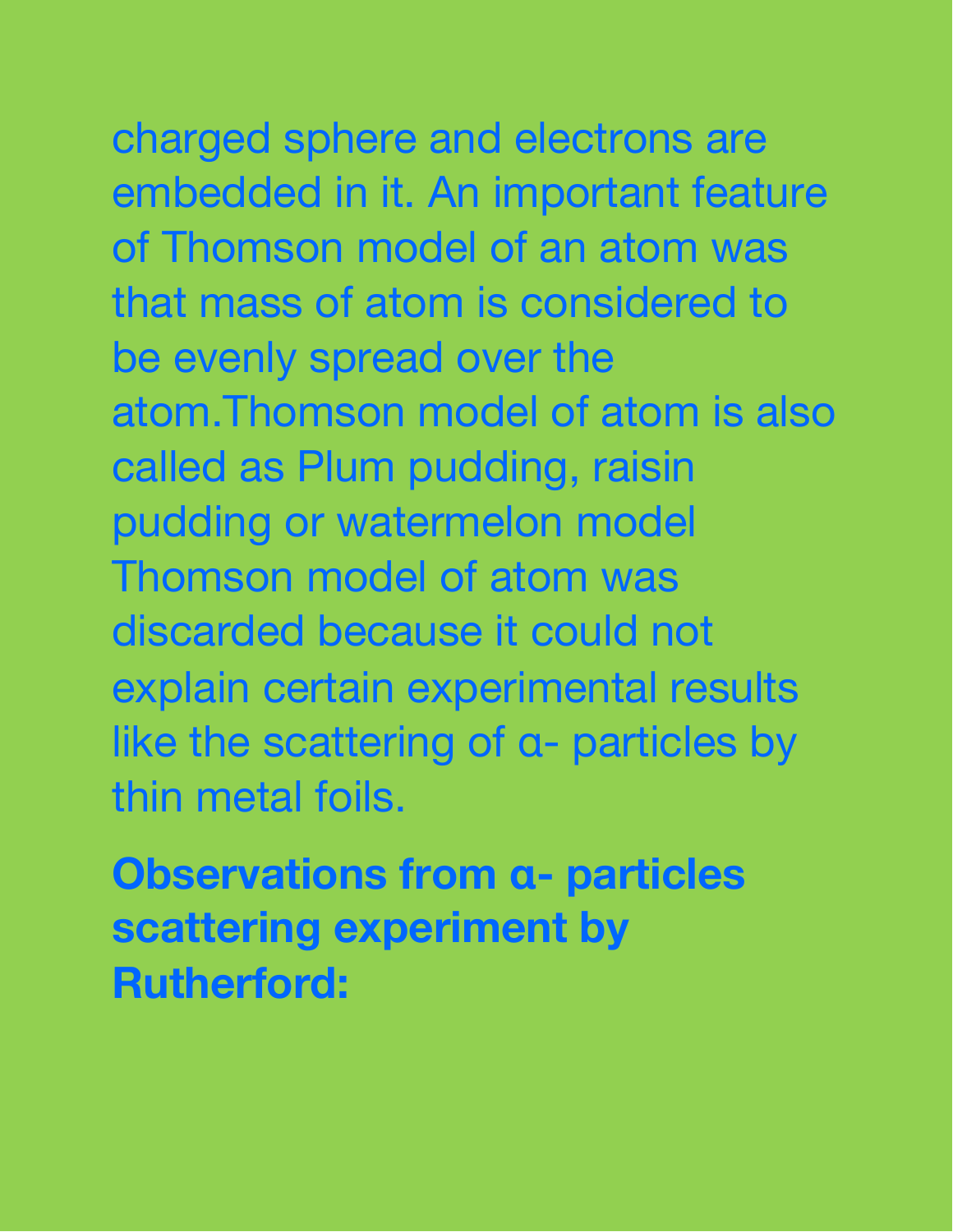charged sphere and electrons are embedded in it. An important feature of Thomson model of an atom was that mass of atom is considered to be evenly spread over the atom.Thomson model of atom is also called as Plum pudding, raisin pudding or watermelon model Thomson model of atom was discarded because it could not explain certain experimental results like the scattering of α- particles by thin metal foils.

**Observations from α- particles scattering experiment by Rutherford:**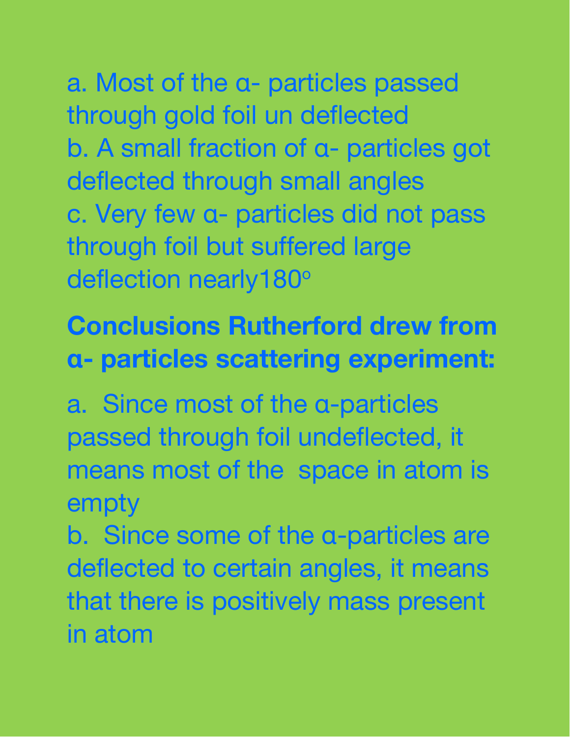a. Most of the α- particles passed through gold foil un deflected
b. A small fraction of α- particles got deflected through small angles
c. Very few α- particles did not pass through foil but suffered large deflection nearly180°

**Conclusions Rutherford drew from α- particles scattering experiment:**

a. Since most of the α-particles passed through foil undeflected, it means most of the space in atom is empty
b. Since some of the α-particles are deflected to certain angles, it means that there is positively mass present in atom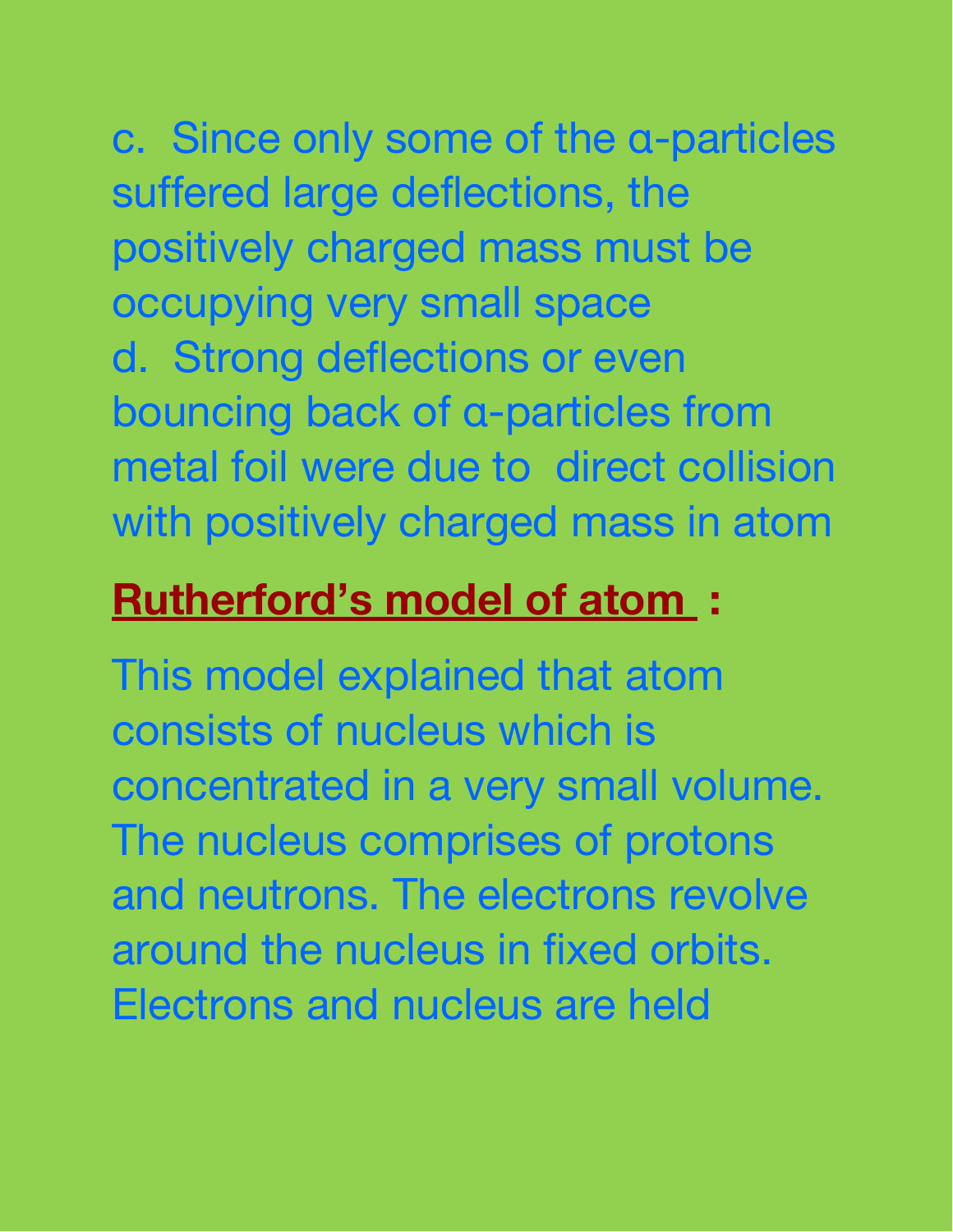c. Since only some of the α-particles suffered large deflections, the positively charged mass must be occupying very small space

d. Strong deflections or even bouncing back of α-particles from metal foil were due to direct collision with positively charged mass in atom

**Rutherford's model of atom :**

This model explained that atom consists of nucleus which is concentrated in a very small volume. The nucleus comprises of protons and neutrons. The electrons revolve around the nucleus in fixed orbits. Electrons and nucleus are held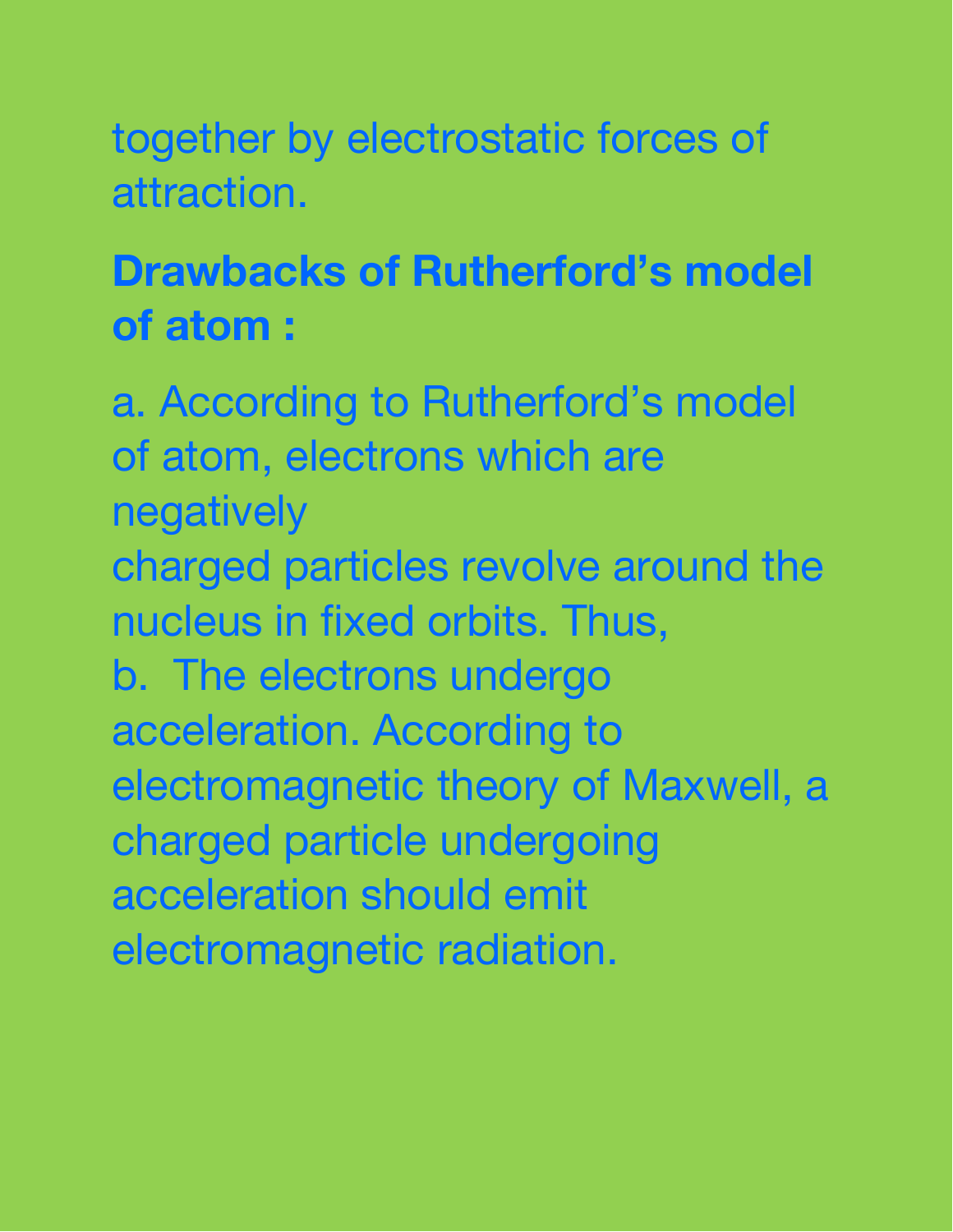together by electrostatic forces of attraction.

**Drawbacks of Rutherford's model of atom :**

a. According to Rutherford's model of atom, electrons which are negatively charged particles revolve around the nucleus in fixed orbits. Thus,

b. The electrons undergo acceleration. According to electromagnetic theory of Maxwell, a charged particle undergoing acceleration should emit electromagnetic radiation.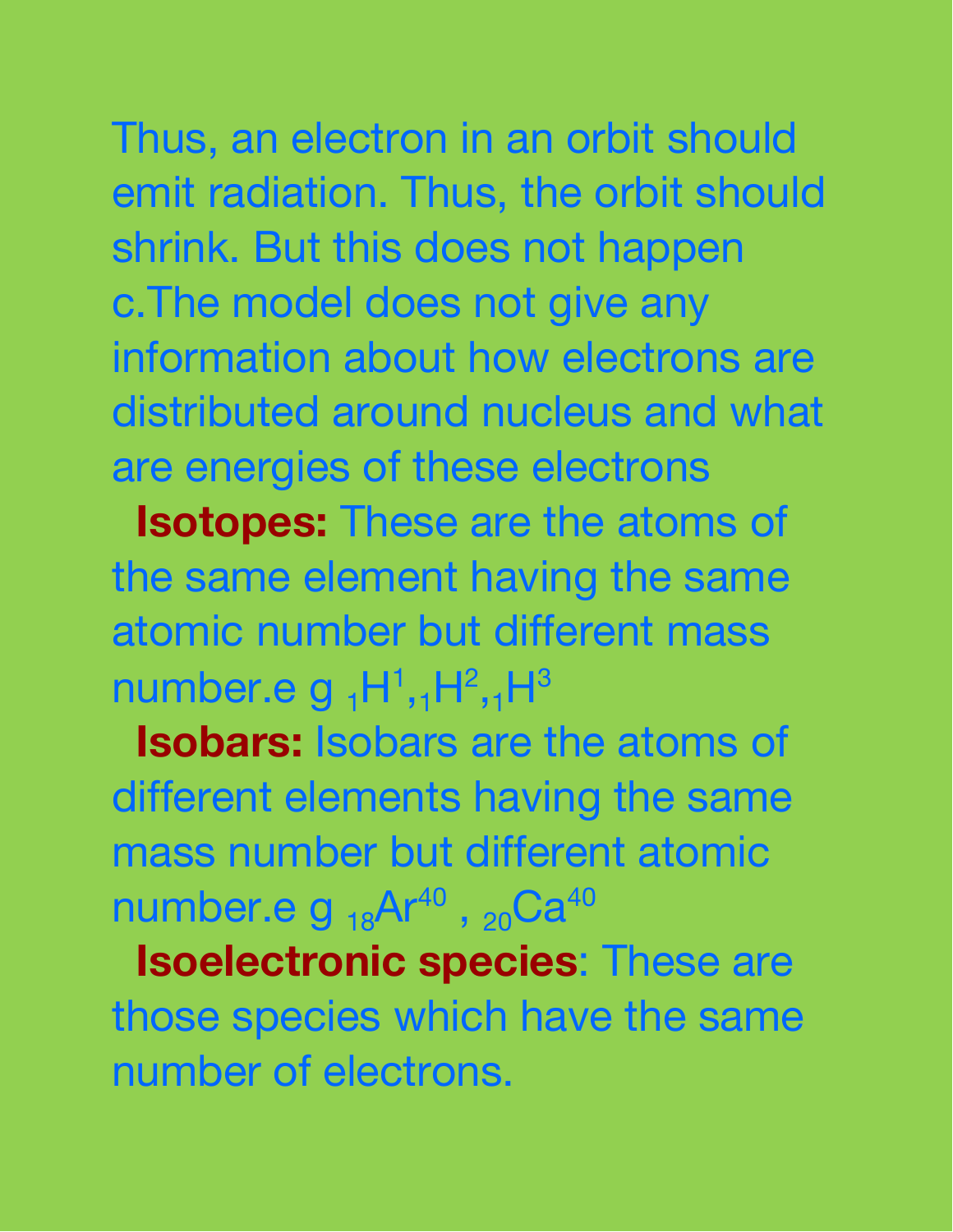Thus, an electron in an orbit should emit radiation. Thus, the orbit should shrink. But this does not happen

c.The model does not give any information about how electrons are distributed around nucleus and what are energies of these electrons

**Isotopes:** These are the atoms of the same element having the same atomic number but different mass number.e g $_1H^1$,$_1H^2$,$_1H^3$

**Isobars:** Isobars are the atoms of different elements having the same mass number but different atomic number.e g $_{18}Ar^{40}$ , $_{20}Ca^{40}$

**Isoelectronic species**: These are those species which have the same number of electrons.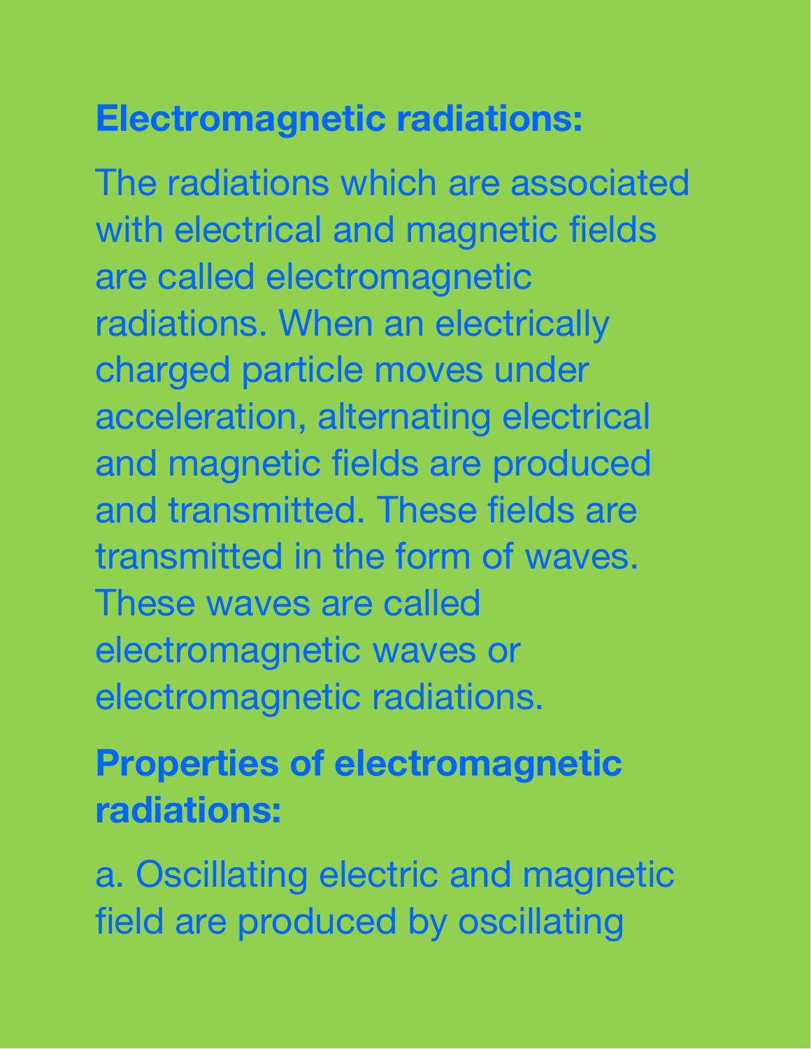**Electromagnetic radiations:**

The radiations which are associated with electrical and magnetic fields are called electromagnetic radiations. When an electrically charged particle moves under acceleration, alternating electrical and magnetic fields are produced and transmitted. These fields are transmitted in the form of waves. These waves are called electromagnetic waves or electromagnetic radiations.

**Properties of electromagnetic radiations:**

a. Oscillating electric and magnetic field are produced by oscillating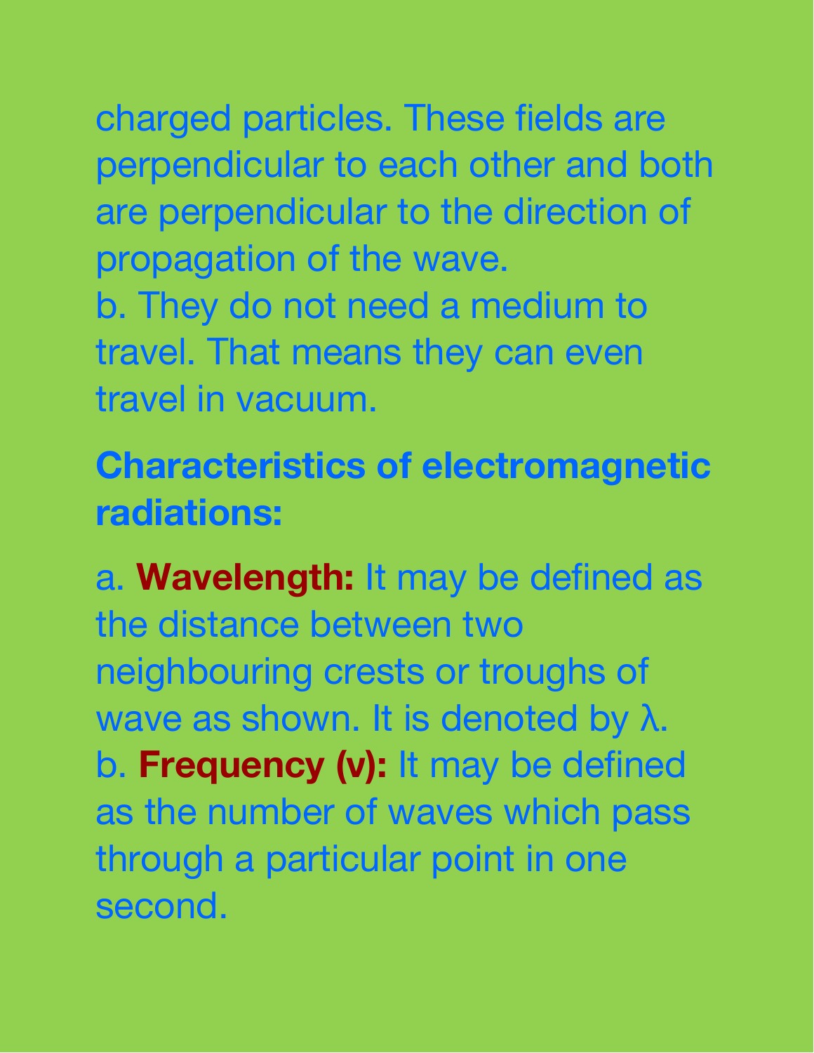charged particles. These fields are perpendicular to each other and both are perpendicular to the direction of propagation of the wave.

b. They do not need a medium to travel. That means they can even travel in vacuum.

**Characteristics of electromagnetic radiations:**

a. **Wavelength:** It may be defined as the distance between two neighbouring crests or troughs of wave as shown. It is denoted by $\lambda$.

b. **Frequency ($\nu$):** It may be defined as the number of waves which pass through a particular point in one second.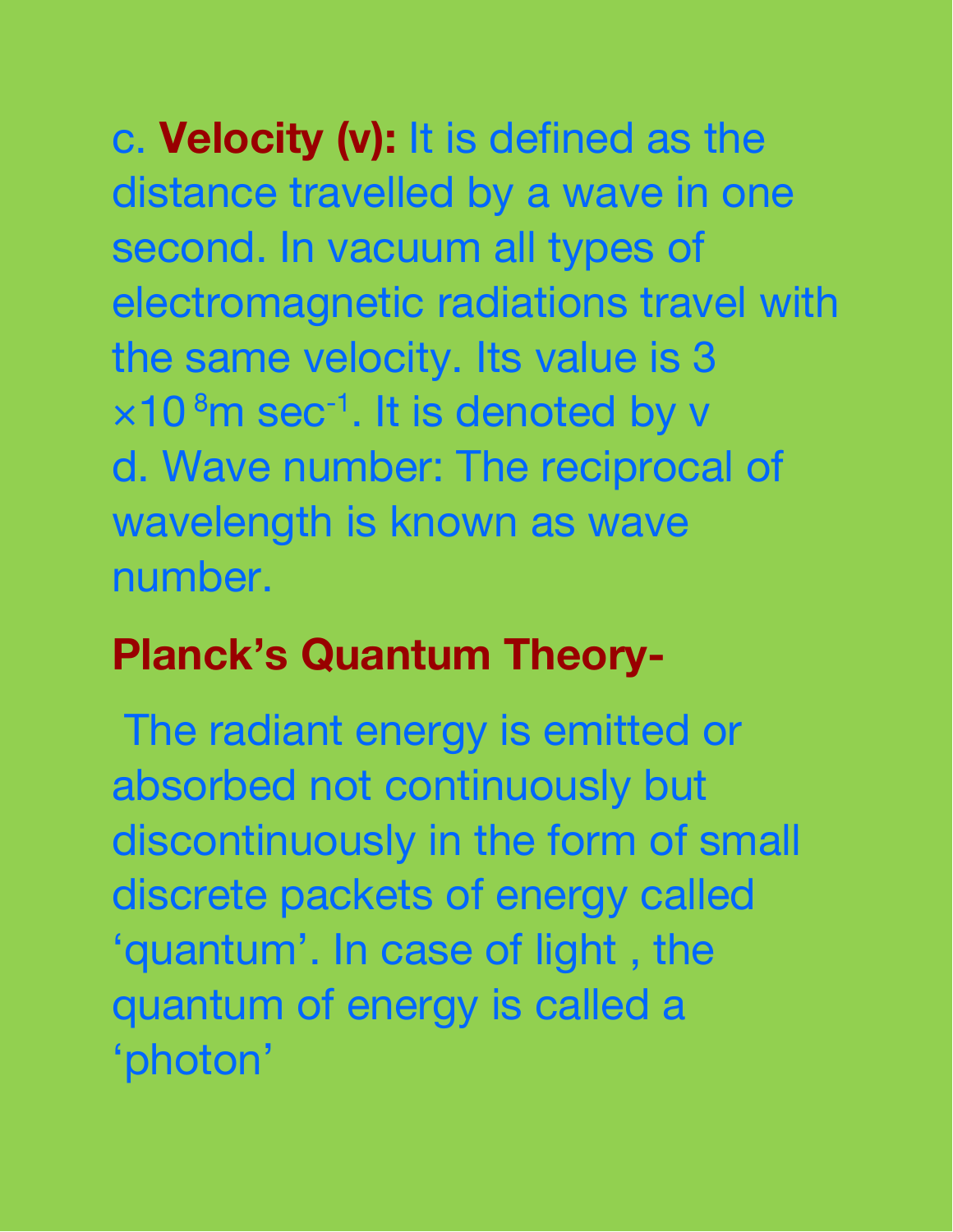c. **Velocity (v):** It is defined as the distance travelled by a wave in one second. In vacuum all types of electromagnetic radiations travel with the same velocity. Its value is $3 \times 10^{8}$ m $sec^{-1}$. It is denoted by v

d. Wave number: The reciprocal of wavelength is known as wave number.

## **Planck's Quantum Theory-**

The radiant energy is emitted or absorbed not continuously but discontinuously in the form of small discrete packets of energy called 'quantum'. In case of light , the quantum of energy is called a 'photon'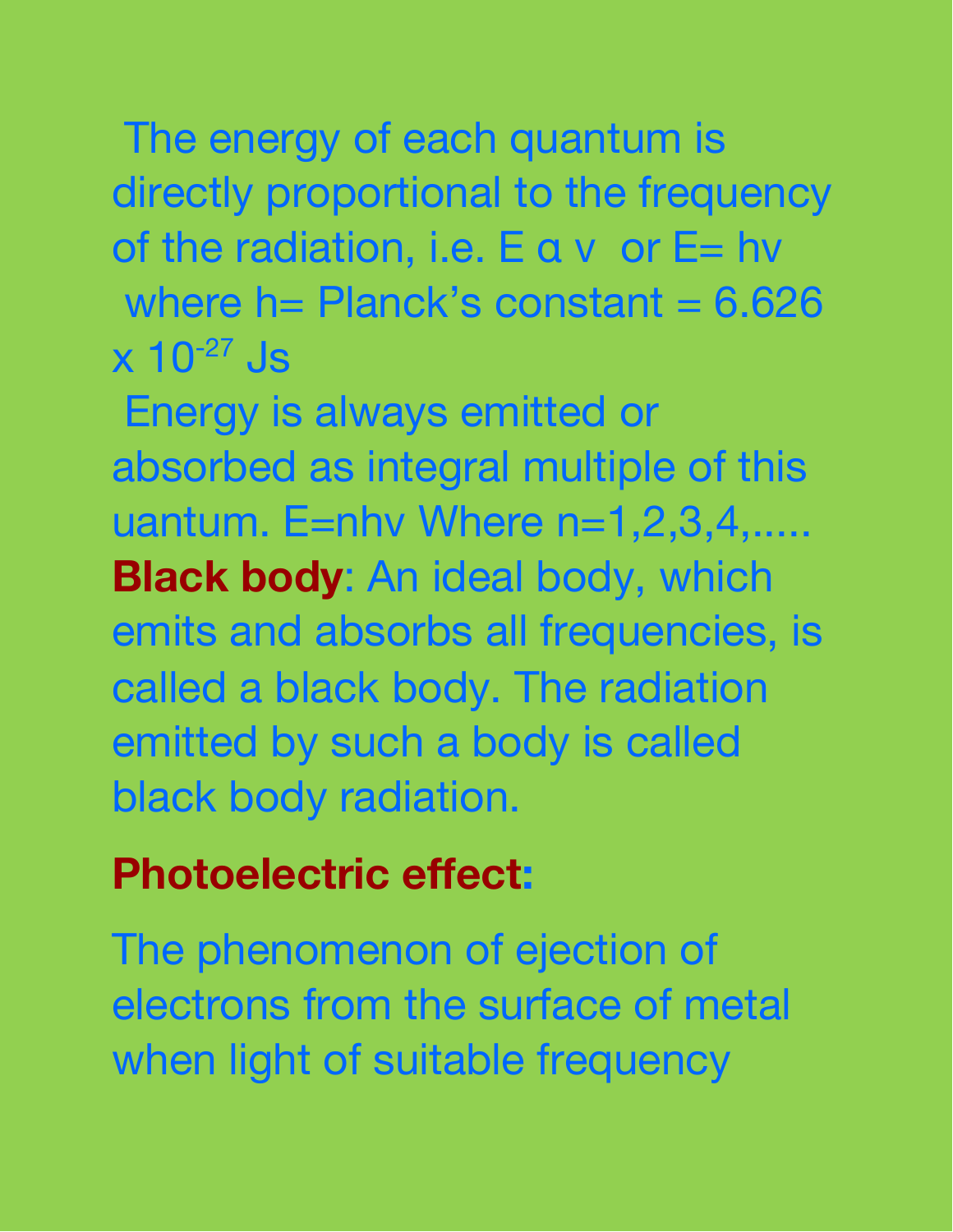The energy of each quantum is directly proportional to the frequency of the radiation, i.e. $E \alpha v$ or $E= hv$

where h= Planck's constant = $6.626 \times 10^{-27}$ Js

Energy is always emitted or absorbed as integral multiple of this uantum. $E=nhv$ Where n=1,2,3,4,.....

**Black body**: An ideal body, which emits and absorbs all frequencies, is called a black body. The radiation emitted by such a body is called black body radiation.

**Photoelectric effect**:

The phenomenon of ejection of electrons from the surface of metal when light of suitable frequency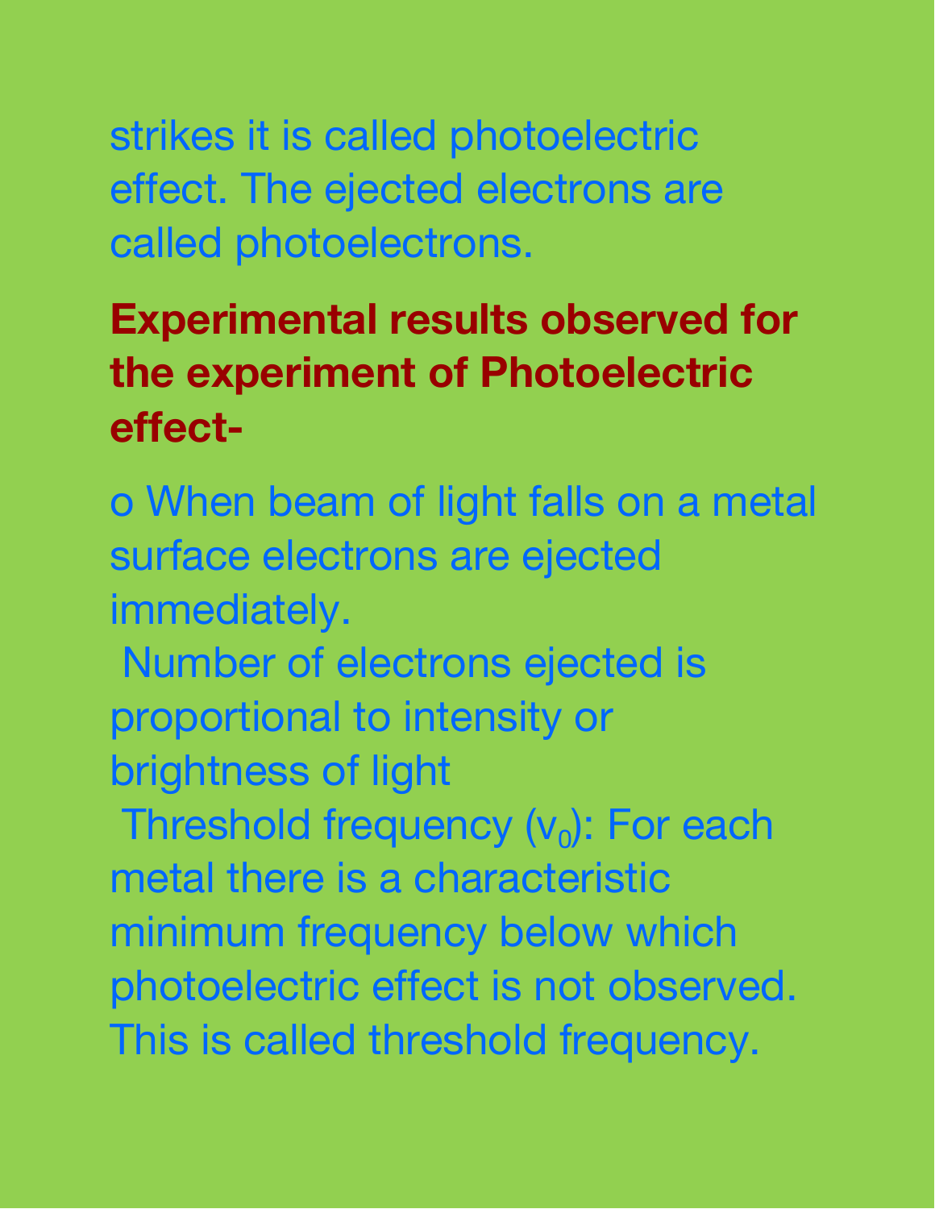strikes it is called photoelectric effect. The ejected electrons are called photoelectrons.

**Experimental results observed for the experiment of Photoelectric effect-**

- When beam of light falls on a metal surface electrons are ejected immediately.
- Number of electrons ejected is proportional to intensity or brightness of light
- Threshold frequency ($v_0$): For each metal there is a characteristic minimum frequency below which photoelectric effect is not observed. This is called threshold frequency.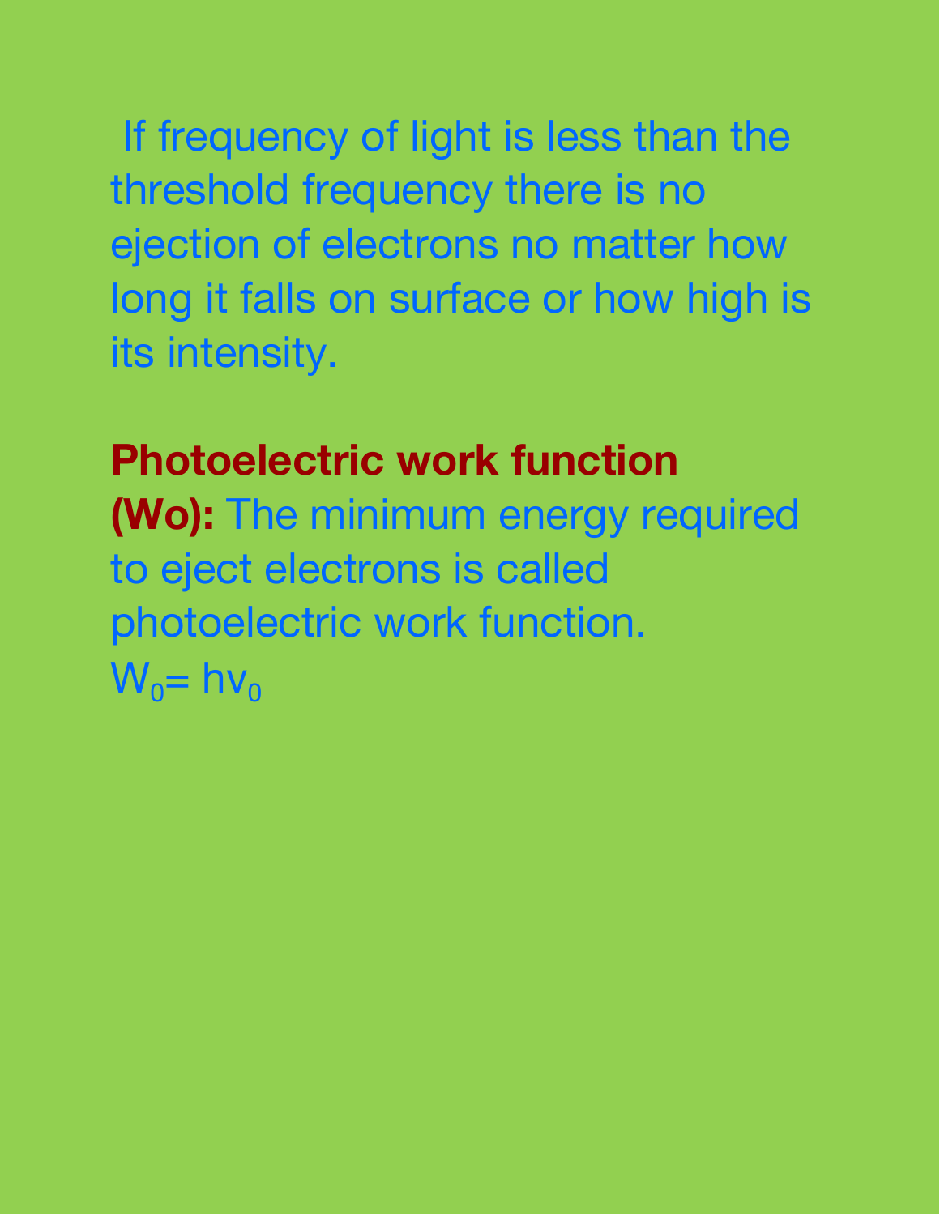If frequency of light is less than the threshold frequency there is no ejection of electrons no matter how long it falls on surface or how high is its intensity.

**Photoelectric work function ($W_o$):** The minimum energy required to eject electrons is called photoelectric work function.

$W_0 = hv_0$